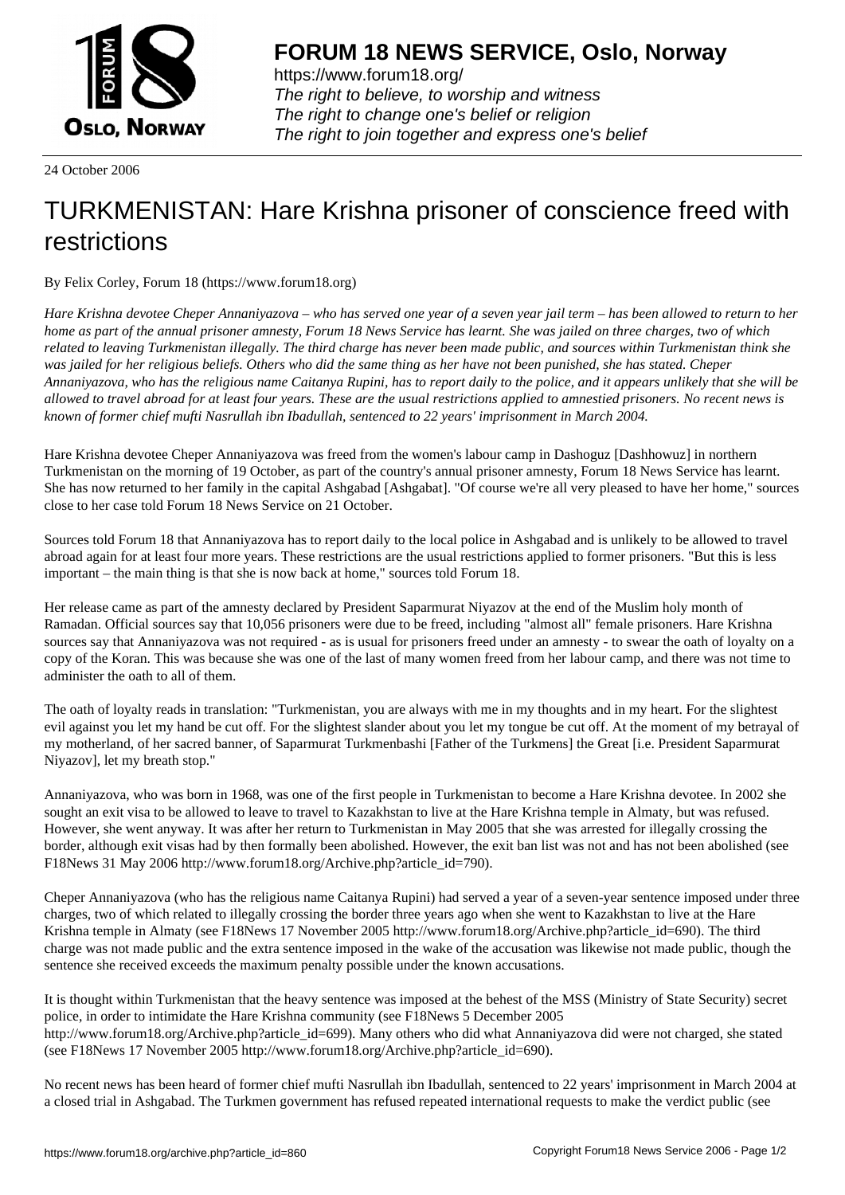**FORUM 18 NEWS SERVICE, Oslo, Norway**

https://www.forum18.org/
*The right to believe, to worship and witness*
*The right to change one's belief or religion*
*The right to join together and express one's belief*

24 October 2006

# TURKMENISTAN: Hare Krishna prisoner of conscience freed with restrictions

By Felix Corley, Forum 18 (https://www.forum18.org)

*Hare Krishna devotee Cheper Annaniyazova – who has served one year of a seven year jail term – has been allowed to return to her home as part of the annual prisoner amnesty, Forum 18 News Service has learnt. She was jailed on three charges, two of which related to leaving Turkmenistan illegally. The third charge has never been made public, and sources within Turkmenistan think she was jailed for her religious beliefs. Others who did the same thing as her have not been punished, she has stated. Cheper Annaniyazova, who has the religious name Caitanya Rupini, has to report daily to the police, and it appears unlikely that she will be allowed to travel abroad for at least four years. These are the usual restrictions applied to amnestied prisoners. No recent news is known of former chief mufti Nasrullah ibn Ibadullah, sentenced to 22 years' imprisonment in March 2004.*

Hare Krishna devotee Cheper Annaniyazova was freed from the women's labour camp in Dashoguz [Dashhowuz] in northern Turkmenistan on the morning of 19 October, as part of the country's annual prisoner amnesty, Forum 18 News Service has learnt. She has now returned to her family in the capital Ashgabad [Ashgabat]. "Of course we're all very pleased to have her home," sources close to her case told Forum 18 News Service on 21 October.

Sources told Forum 18 that Annaniyazova has to report daily to the local police in Ashgabad and is unlikely to be allowed to travel abroad again for at least four more years. These restrictions are the usual restrictions applied to former prisoners. "But this is less important – the main thing is that she is now back at home," sources told Forum 18.

Her release came as part of the amnesty declared by President Saparmurat Niyazov at the end of the Muslim holy month of Ramadan. Official sources say that 10,056 prisoners were due to be freed, including "almost all" female prisoners. Hare Krishna sources say that Annaniyazova was not required - as is usual for prisoners freed under an amnesty - to swear the oath of loyalty on a copy of the Koran. This was because she was one of the last of many women freed from her labour camp, and there was not time to administer the oath to all of them.

The oath of loyalty reads in translation: "Turkmenistan, you are always with me in my thoughts and in my heart. For the slightest evil against you let my hand be cut off. For the slightest slander about you let my tongue be cut off. At the moment of my betrayal of my motherland, of her sacred banner, of Saparmurat Turkmenbashi [Father of the Turkmens] the Great [i.e. President Saparmurat Niyazov], let my breath stop."

Annaniyazova, who was born in 1968, was one of the first people in Turkmenistan to become a Hare Krishna devotee. In 2002 she sought an exit visa to be allowed to leave to travel to Kazakhstan to live at the Hare Krishna temple in Almaty, but was refused. However, she went anyway. It was after her return to Turkmenistan in May 2005 that she was arrested for illegally crossing the border, although exit visas had by then formally been abolished. However, the exit ban list was not and has not been abolished (see F18News 31 May 2006 http://www.forum18.org/Archive.php?article_id=790).

Cheper Annaniyazova (who has the religious name Caitanya Rupini) had served a year of a seven-year sentence imposed under three charges, two of which related to illegally crossing the border three years ago when she went to Kazakhstan to live at the Hare Krishna temple in Almaty (see F18News 17 November 2005 http://www.forum18.org/Archive.php?article_id=690). The third charge was not made public and the extra sentence imposed in the wake of the accusation was likewise not made public, though the sentence she received exceeds the maximum penalty possible under the known accusations.

It is thought within Turkmenistan that the heavy sentence was imposed at the behest of the MSS (Ministry of State Security) secret police, in order to intimidate the Hare Krishna community (see F18News 5 December 2005 http://www.forum18.org/Archive.php?article_id=699). Many others who did what Annaniyazova did were not charged, she stated (see F18News 17 November 2005 http://www.forum18.org/Archive.php?article_id=690).

No recent news has been heard of former chief mufti Nasrullah ibn Ibadullah, sentenced to 22 years' imprisonment in March 2004 at a closed trial in Ashgabad. The Turkmen government has refused repeated international requests to make the verdict public (see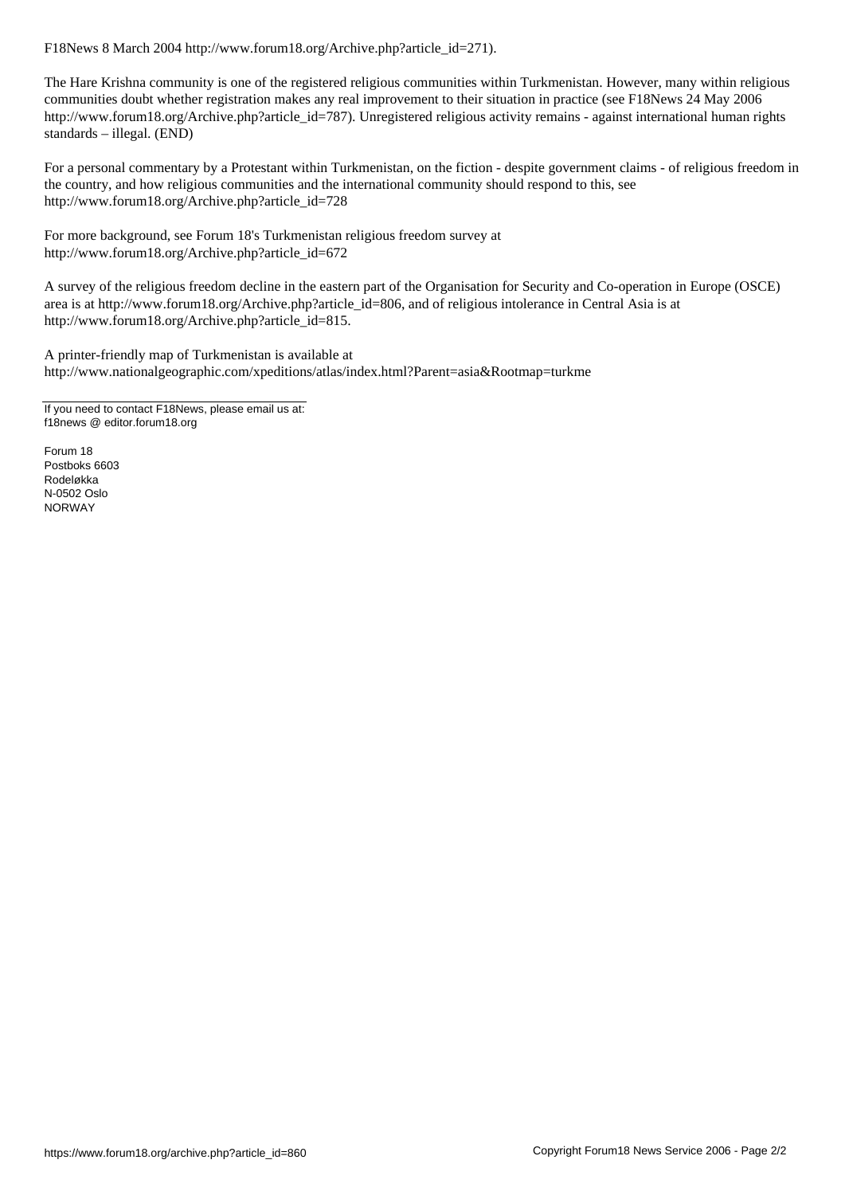F18News 8 March 2004 http://www.forum18.org/Archive.php?article_id=271).

The Hare Krishna community is one of the registered religious communities within Turkmenistan. However, many within religious communities doubt whether registration makes any real improvement to their situation in practice (see F18News 24 May 2006 http://www.forum18.org/Archive.php?article_id=787). Unregistered religious activity remains - against international human rights standards – illegal. (END)

For a personal commentary by a Protestant within Turkmenistan, on the fiction - despite government claims - of religious freedom in the country, and how religious communities and the international community should respond to this, see http://www.forum18.org/Archive.php?article_id=728

For more background, see Forum 18's Turkmenistan religious freedom survey at http://www.forum18.org/Archive.php?article_id=672

A survey of the religious freedom decline in the eastern part of the Organisation for Security and Co-operation in Europe (OSCE) area is at http://www.forum18.org/Archive.php?article_id=806, and of religious intolerance in Central Asia is at http://www.forum18.org/Archive.php?article_id=815.

A printer-friendly map of Turkmenistan is available at http://www.nationalgeographic.com/xpeditions/atlas/index.html?Parent=asia&Rootmap=turkme

---

If you need to contact F18News, please email us at:
f18news @ editor.forum18.org

Forum 18
Postboks 6603
Rodeløkka
N-0502 Oslo
NORWAY